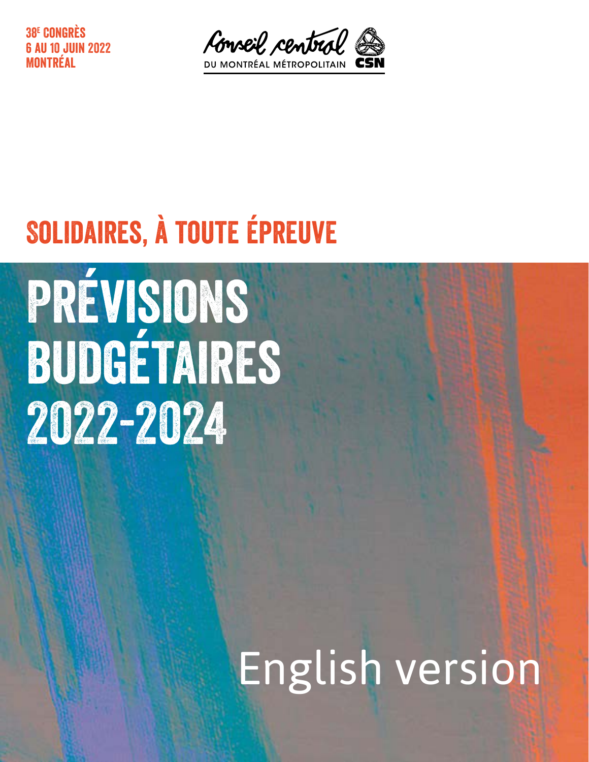38[e] CONGRÈS
6 AU 10 JUIN 2022
MONTRÉAL

Conseil central
DU MONTRÉAL MÉTROPOLITAIN CSN

## SOLIDAIRES, À TOUTE ÉPREUVE

# PRÉVISIONS BUDGÉTAIRES 2022-2024

English version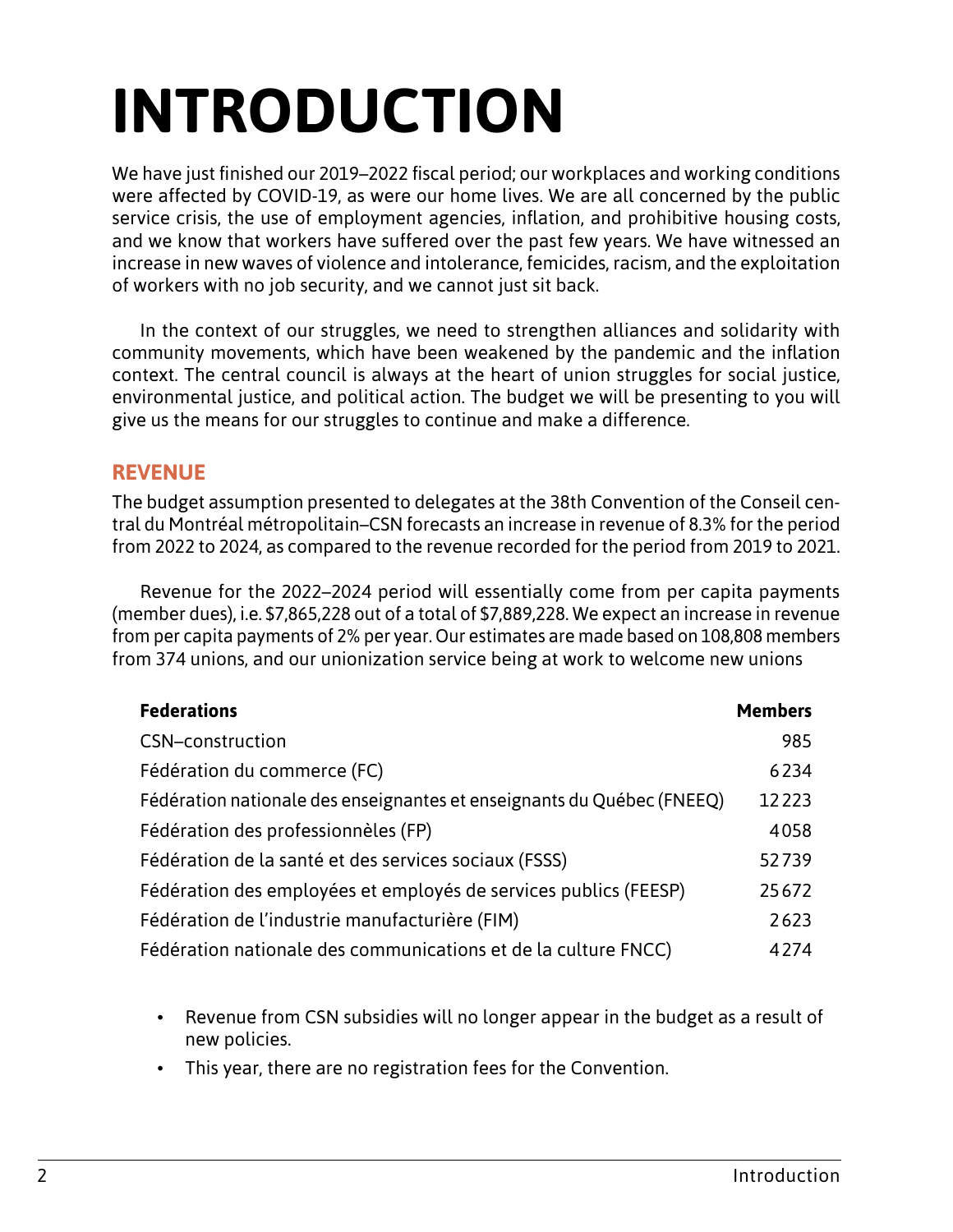# INTRODUCTION

We have just finished our 2019–2022 fiscal period; our workplaces and working conditions were affected by COVID-19, as were our home lives. We are all concerned by the public service crisis, the use of employment agencies, inflation, and prohibitive housing costs, and we know that workers have suffered over the past few years. We have witnessed an increase in new waves of violence and intolerance, femicides, racism, and the exploitation of workers with no job security, and we cannot just sit back.

In the context of our struggles, we need to strengthen alliances and solidarity with community movements, which have been weakened by the pandemic and the inflation context. The central council is always at the heart of union struggles for social justice, environmental justice, and political action. The budget we will be presenting to you will give us the means for our struggles to continue and make a difference.

## REVENUE

The budget assumption presented to delegates at the 38th Convention of the Conseil central du Montréal métropolitain–CSN forecasts an increase in revenue of 8.3% for the period from 2022 to 2024, as compared to the revenue recorded for the period from 2019 to 2021.

Revenue for the 2022–2024 period will essentially come from per capita payments (member dues), i.e. $7,865,228 out of a total of $7,889,228. We expect an increase in revenue from per capita payments of 2% per year. Our estimates are made based on 108,808 members from 374 unions, and our unionization service being at work to welcome new unions

| Federations | Members |
|---|---:|
| CSN–construction | 985 |
| Fédération du commerce (FC) | 6234 |
| Fédération nationale des enseignantes et enseignants du Québec (FNEEQ) | 12223 |
| Fédération des professionnèles (FP) | 4058 |
| Fédération de la santé et des services sociaux (FSSS) | 52739 |
| Fédération des employées et employés de services publics (FEESP) | 25672 |
| Fédération de l’industrie manufacturière (FIM) | 2623 |
| Fédération nationale des communications et de la culture FNCC) | 4274 |

- Revenue from CSN subsidies will no longer appear in the budget as a result of new policies.
- This year, there are no registration fees for the Convention.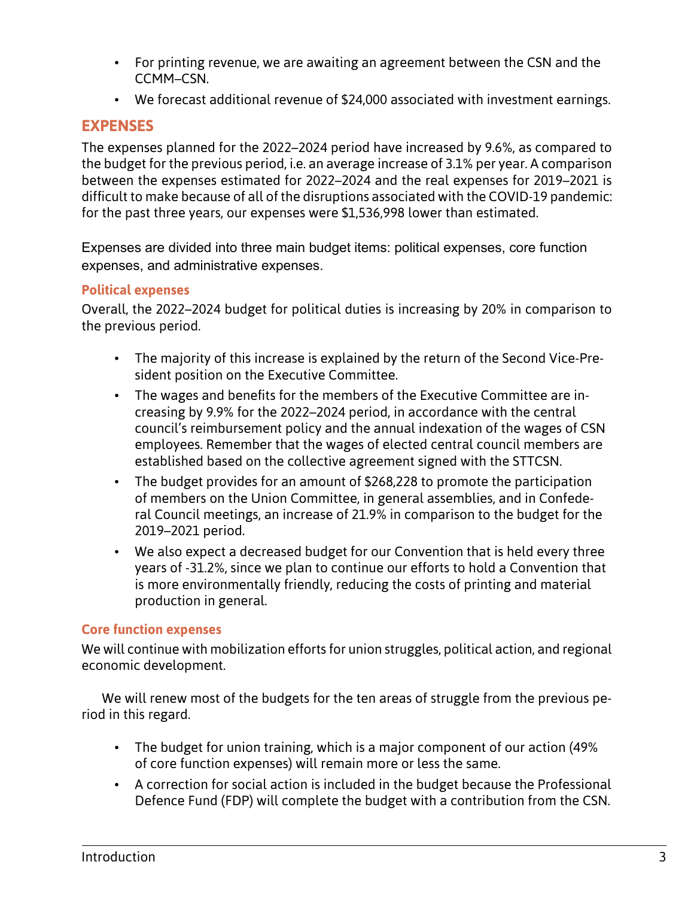- For printing revenue, we are awaiting an agreement between the CSN and the CCMM–CSN.
- We forecast additional revenue of $24,000 associated with investment earnings.

## EXPENSES

The expenses planned for the 2022–2024 period have increased by 9.6%, as compared to the budget for the previous period, i.e. an average increase of 3.1% per year. A comparison between the expenses estimated for 2022–2024 and the real expenses for 2019–2021 is difficult to make because of all of the disruptions associated with the COVID-19 pandemic: for the past three years, our expenses were $1,536,998 lower than estimated.

Expenses are divided into three main budget items: political expenses, core function expenses, and administrative expenses.

### Political expenses

Overall, the 2022–2024 budget for political duties is increasing by 20% in comparison to the previous period.

- The majority of this increase is explained by the return of the Second Vice-President position on the Executive Committee.
- The wages and benefits for the members of the Executive Committee are increasing by 9.9% for the 2022–2024 period, in accordance with the central council's reimbursement policy and the annual indexation of the wages of CSN employees. Remember that the wages of elected central council members are established based on the collective agreement signed with the STTCSN.
- The budget provides for an amount of $268,228 to promote the participation of members on the Union Committee, in general assemblies, and in Confederal Council meetings, an increase of 21.9% in comparison to the budget for the 2019–2021 period.
- We also expect a decreased budget for our Convention that is held every three years of -31.2%, since we plan to continue our efforts to hold a Convention that is more environmentally friendly, reducing the costs of printing and material production in general.

### Core function expenses

We will continue with mobilization efforts for union struggles, political action, and regional economic development.

We will renew most of the budgets for the ten areas of struggle from the previous period in this regard.

- The budget for union training, which is a major component of our action (49% of core function expenses) will remain more or less the same.
- A correction for social action is included in the budget because the Professional Defence Fund (FDP) will complete the budget with a contribution from the CSN.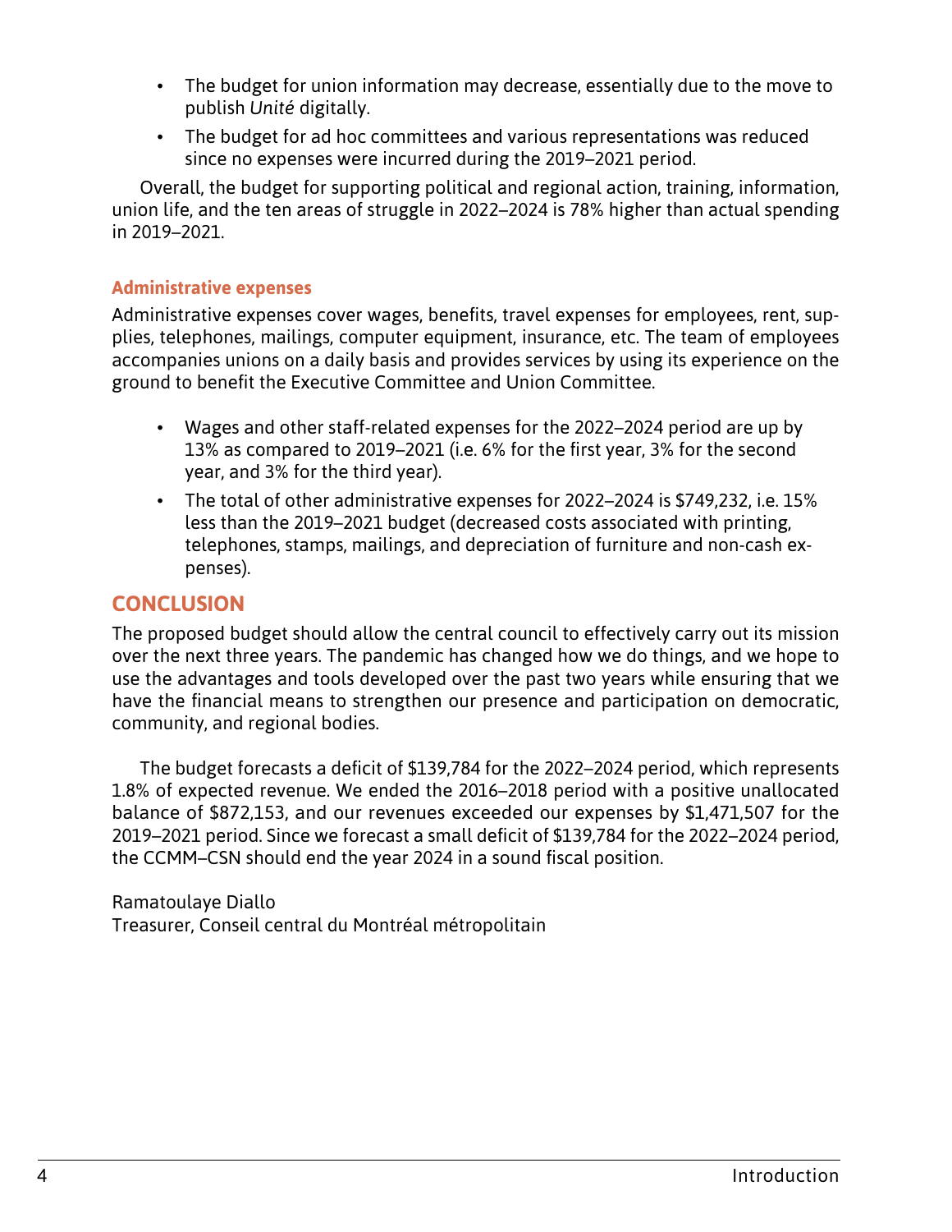- The budget for union information may decrease, essentially due to the move to publish *Unité* digitally.
- The budget for ad hoc committees and various representations was reduced since no expenses were incurred during the 2019–2021 period.

Overall, the budget for supporting political and regional action, training, information, union life, and the ten areas of struggle in 2022–2024 is 78% higher than actual spending in 2019–2021.

### Administrative expenses

Administrative expenses cover wages, benefits, travel expenses for employees, rent, supplies, telephones, mailings, computer equipment, insurance, etc. The team of employees accompanies unions on a daily basis and provides services by using its experience on the ground to benefit the Executive Committee and Union Committee.

- Wages and other staff-related expenses for the 2022–2024 period are up by 13% as compared to 2019–2021 (i.e. 6% for the first year, 3% for the second year, and 3% for the third year).
- The total of other administrative expenses for 2022–2024 is $749,232, i.e. 15% less than the 2019–2021 budget (decreased costs associated with printing, telephones, stamps, mailings, and depreciation of furniture and non-cash expenses).

## CONCLUSION

The proposed budget should allow the central council to effectively carry out its mission over the next three years. The pandemic has changed how we do things, and we hope to use the advantages and tools developed over the past two years while ensuring that we have the financial means to strengthen our presence and participation on democratic, community, and regional bodies.

The budget forecasts a deficit of $139,784 for the 2022–2024 period, which represents 1.8% of expected revenue. We ended the 2016–2018 period with a positive unallocated balance of $872,153, and our revenues exceeded our expenses by $1,471,507 for the 2019–2021 period. Since we forecast a small deficit of $139,784 for the 2022–2024 period, the CCMM–CSN should end the year 2024 in a sound fiscal position.

Ramatoulaye Diallo
Treasurer, Conseil central du Montréal métropolitain